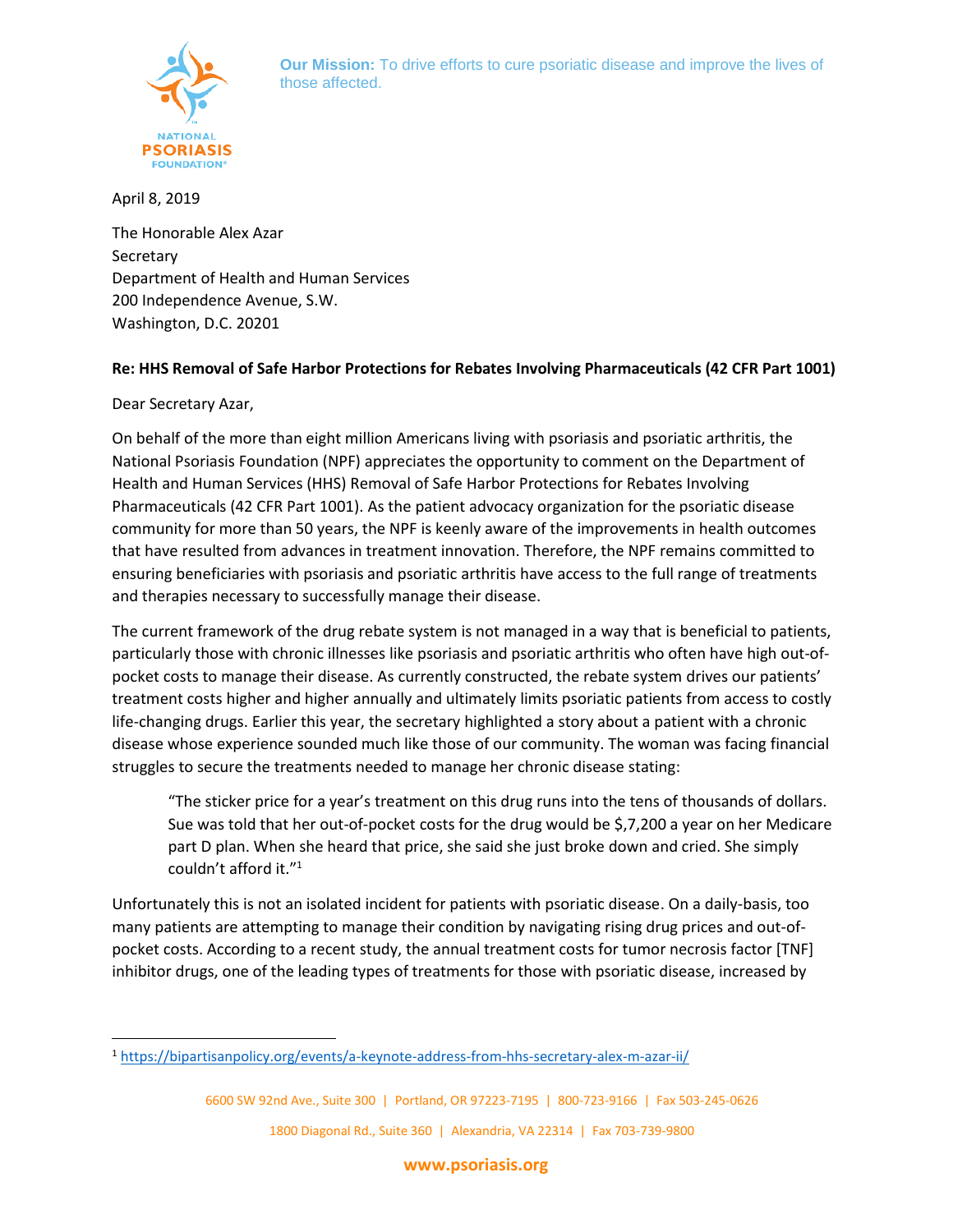**Our Mission:** To drive efforts to cure psoriatic disease and improve the lives of those affected.

April 8, 2019

The Honorable Alex Azar
Secretary
Department of Health and Human Services
200 Independence Avenue, S.W.
Washington, D.C. 20201

**Re: HHS Removal of Safe Harbor Protections for Rebates Involving Pharmaceuticals (42 CFR Part 1001)**

Dear Secretary Azar,

On behalf of the more than eight million Americans living with psoriasis and psoriatic arthritis, the National Psoriasis Foundation (NPF) appreciates the opportunity to comment on the Department of Health and Human Services (HHS) Removal of Safe Harbor Protections for Rebates Involving Pharmaceuticals (42 CFR Part 1001). As the patient advocacy organization for the psoriatic disease community for more than 50 years, the NPF is keenly aware of the improvements in health outcomes that have resulted from advances in treatment innovation. Therefore, the NPF remains committed to ensuring beneficiaries with psoriasis and psoriatic arthritis have access to the full range of treatments and therapies necessary to successfully manage their disease.

The current framework of the drug rebate system is not managed in a way that is beneficial to patients, particularly those with chronic illnesses like psoriasis and psoriatic arthritis who often have high out-of-pocket costs to manage their disease. As currently constructed, the rebate system drives our patients' treatment costs higher and higher annually and ultimately limits psoriatic patients from access to costly life-changing drugs. Earlier this year, the secretary highlighted a story about a patient with a chronic disease whose experience sounded much like those of our community. The woman was facing financial struggles to secure the treatments needed to manage her chronic disease stating:

> "The sticker price for a year's treatment on this drug runs into the tens of thousands of dollars. Sue was told that her out-of-pocket costs for the drug would be $,7,200 a year on her Medicare part D plan. When she heard that price, she said she just broke down and cried. She simply couldn't afford it."[1]

Unfortunately this is not an isolated incident for patients with psoriatic disease. On a daily-basis, too many patients are attempting to manage their condition by navigating rising drug prices and out-of-pocket costs. According to a recent study, the annual treatment costs for tumor necrosis factor [TNF] inhibitor drugs, one of the leading types of treatments for those with psoriatic disease, increased by

---

[1] https://bipartisanpolicy.org/events/a-keynote-address-from-hhs-secretary-alex-m-azar-ii/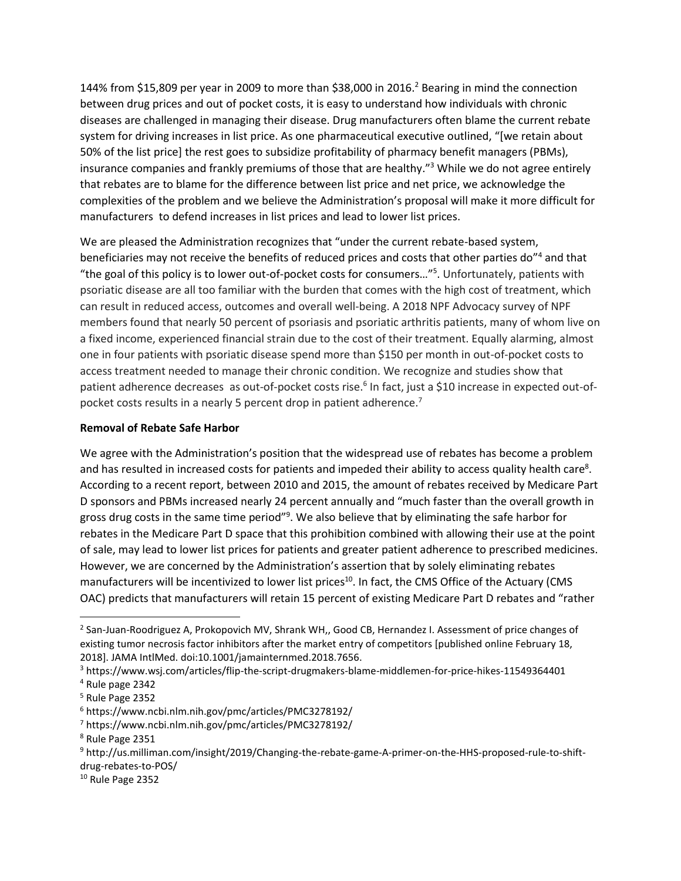144% from $15,809 per year in 2009 to more than $38,000 in 2016.[2] Bearing in mind the connection between drug prices and out of pocket costs, it is easy to understand how individuals with chronic diseases are challenged in managing their disease. Drug manufacturers often blame the current rebate system for driving increases in list price. As one pharmaceutical executive outlined, "[we retain about 50% of the list price] the rest goes to subsidize profitability of pharmacy benefit managers (PBMs), insurance companies and frankly premiums of those that are healthy."[3] While we do not agree entirely that rebates are to blame for the difference between list price and net price, we acknowledge the complexities of the problem and we believe the Administration's proposal will make it more difficult for manufacturers to defend increases in list prices and lead to lower list prices.

We are pleased the Administration recognizes that "under the current rebate-based system, beneficiaries may not receive the benefits of reduced prices and costs that other parties do"[4] and that "the goal of this policy is to lower out-of-pocket costs for consumers…"[5]. Unfortunately, patients with psoriatic disease are all too familiar with the burden that comes with the high cost of treatment, which can result in reduced access, outcomes and overall well-being. A 2018 NPF Advocacy survey of NPF members found that nearly 50 percent of psoriasis and psoriatic arthritis patients, many of whom live on a fixed income, experienced financial strain due to the cost of their treatment. Equally alarming, almost one in four patients with psoriatic disease spend more than $150 per month in out-of-pocket costs to access treatment needed to manage their chronic condition. We recognize and studies show that patient adherence decreases as out-of-pocket costs rise.[6] In fact, just a $10 increase in expected out-of-pocket costs results in a nearly 5 percent drop in patient adherence.[7]

**Removal of Rebate Safe Harbor**

We agree with the Administration's position that the widespread use of rebates has become a problem and has resulted in increased costs for patients and impeded their ability to access quality health care[8]. According to a recent report, between 2010 and 2015, the amount of rebates received by Medicare Part D sponsors and PBMs increased nearly 24 percent annually and "much faster than the overall growth in gross drug costs in the same time period"[9]. We also believe that by eliminating the safe harbor for rebates in the Medicare Part D space that this prohibition combined with allowing their use at the point of sale, may lead to lower list prices for patients and greater patient adherence to prescribed medicines. However, we are concerned by the Administration's assertion that by solely eliminating rebates manufacturers will be incentivized to lower list prices[10]. In fact, the CMS Office of the Actuary (CMS OAC) predicts that manufacturers will retain 15 percent of existing Medicare Part D rebates and "rather

---

[2] San-Juan-Roodriguez A, Prokopovich MV, Shrank WH,, Good CB, Hernandez I. Assessment of price changes of existing tumor necrosis factor inhibitors after the market entry of competitors [published online February 18, 2018]. JAMA IntlMed. doi:10.1001/jamainternmed.2018.7656.

[3] https://www.wsj.com/articles/flip-the-script-drugmakers-blame-middlemen-for-price-hikes-11549364401

[4] Rule page 2342

[5] Rule Page 2352

[6] https://www.ncbi.nlm.nih.gov/pmc/articles/PMC3278192/

[7] https://www.ncbi.nlm.nih.gov/pmc/articles/PMC3278192/

[8] Rule Page 2351

[9] http://us.milliman.com/insight/2019/Changing-the-rebate-game-A-primer-on-the-HHS-proposed-rule-to-shift-drug-rebates-to-POS/

[10] Rule Page 2352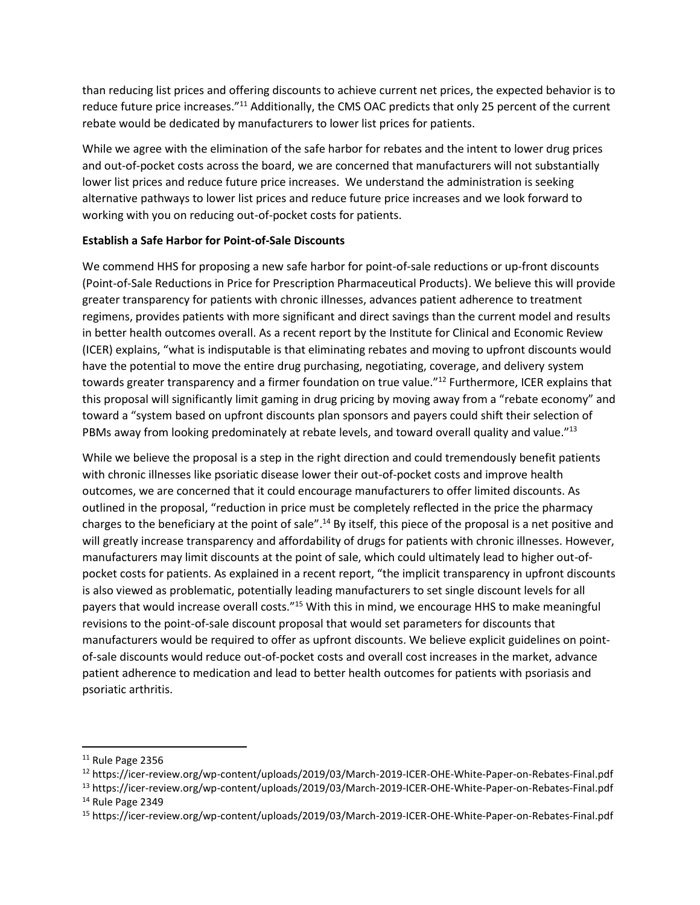than reducing list prices and offering discounts to achieve current net prices, the expected behavior is to reduce future price increases."[11] Additionally, the CMS OAC predicts that only 25 percent of the current rebate would be dedicated by manufacturers to lower list prices for patients.

While we agree with the elimination of the safe harbor for rebates and the intent to lower drug prices and out-of-pocket costs across the board, we are concerned that manufacturers will not substantially lower list prices and reduce future price increases. We understand the administration is seeking alternative pathways to lower list prices and reduce future price increases and we look forward to working with you on reducing out-of-pocket costs for patients.

**Establish a Safe Harbor for Point-of-Sale Discounts**

We commend HHS for proposing a new safe harbor for point-of-sale reductions or up-front discounts (Point-of-Sale Reductions in Price for Prescription Pharmaceutical Products). We believe this will provide greater transparency for patients with chronic illnesses, advances patient adherence to treatment regimens, provides patients with more significant and direct savings than the current model and results in better health outcomes overall. As a recent report by the Institute for Clinical and Economic Review (ICER) explains, "what is indisputable is that eliminating rebates and moving to upfront discounts would have the potential to move the entire drug purchasing, negotiating, coverage, and delivery system towards greater transparency and a firmer foundation on true value."[12] Furthermore, ICER explains that this proposal will significantly limit gaming in drug pricing by moving away from a "rebate economy" and toward a "system based on upfront discounts plan sponsors and payers could shift their selection of PBMs away from looking predominately at rebate levels, and toward overall quality and value."[13]

While we believe the proposal is a step in the right direction and could tremendously benefit patients with chronic illnesses like psoriatic disease lower their out-of-pocket costs and improve health outcomes, we are concerned that it could encourage manufacturers to offer limited discounts. As outlined in the proposal, "reduction in price must be completely reflected in the price the pharmacy charges to the beneficiary at the point of sale".[14] By itself, this piece of the proposal is a net positive and will greatly increase transparency and affordability of drugs for patients with chronic illnesses. However, manufacturers may limit discounts at the point of sale, which could ultimately lead to higher out-of-pocket costs for patients. As explained in a recent report, "the implicit transparency in upfront discounts is also viewed as problematic, potentially leading manufacturers to set single discount levels for all payers that would increase overall costs."[15] With this in mind, we encourage HHS to make meaningful revisions to the point-of-sale discount proposal that would set parameters for discounts that manufacturers would be required to offer as upfront discounts. We believe explicit guidelines on point-of-sale discounts would reduce out-of-pocket costs and overall cost increases in the market, advance patient adherence to medication and lead to better health outcomes for patients with psoriasis and psoriatic arthritis.

---

[11] Rule Page 2356

[12] https://icer-review.org/wp-content/uploads/2019/03/March-2019-ICER-OHE-White-Paper-on-Rebates-Final.pdf

[13] https://icer-review.org/wp-content/uploads/2019/03/March-2019-ICER-OHE-White-Paper-on-Rebates-Final.pdf

[14] Rule Page 2349

[15] https://icer-review.org/wp-content/uploads/2019/03/March-2019-ICER-OHE-White-Paper-on-Rebates-Final.pdf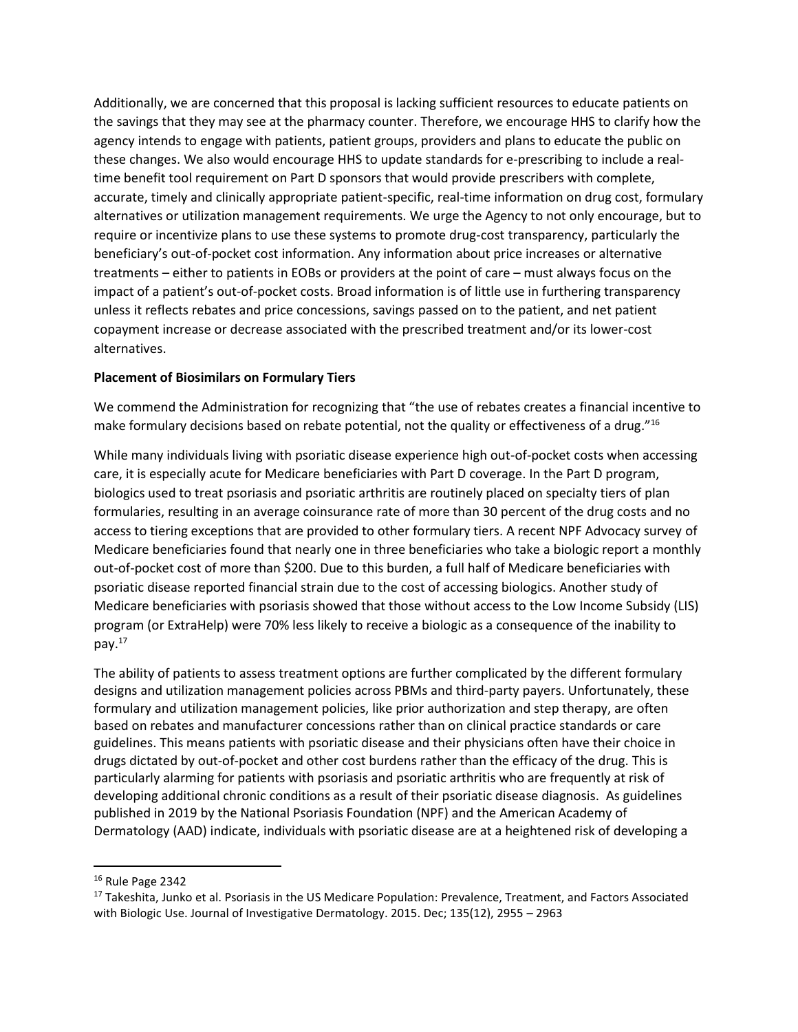Additionally, we are concerned that this proposal is lacking sufficient resources to educate patients on the savings that they may see at the pharmacy counter. Therefore, we encourage HHS to clarify how the agency intends to engage with patients, patient groups, providers and plans to educate the public on these changes. We also would encourage HHS to update standards for e-prescribing to include a real-time benefit tool requirement on Part D sponsors that would provide prescribers with complete, accurate, timely and clinically appropriate patient-specific, real-time information on drug cost, formulary alternatives or utilization management requirements. We urge the Agency to not only encourage, but to require or incentivize plans to use these systems to promote drug-cost transparency, particularly the beneficiary's out-of-pocket cost information. Any information about price increases or alternative treatments – either to patients in EOBs or providers at the point of care – must always focus on the impact of a patient's out-of-pocket costs. Broad information is of little use in furthering transparency unless it reflects rebates and price concessions, savings passed on to the patient, and net patient copayment increase or decrease associated with the prescribed treatment and/or its lower-cost alternatives.

**Placement of Biosimilars on Formulary Tiers**

We commend the Administration for recognizing that "the use of rebates creates a financial incentive to make formulary decisions based on rebate potential, not the quality or effectiveness of a drug."[16]

While many individuals living with psoriatic disease experience high out-of-pocket costs when accessing care, it is especially acute for Medicare beneficiaries with Part D coverage. In the Part D program, biologics used to treat psoriasis and psoriatic arthritis are routinely placed on specialty tiers of plan formularies, resulting in an average coinsurance rate of more than 30 percent of the drug costs and no access to tiering exceptions that are provided to other formulary tiers. A recent NPF Advocacy survey of Medicare beneficiaries found that nearly one in three beneficiaries who take a biologic report a monthly out-of-pocket cost of more than $200. Due to this burden, a full half of Medicare beneficiaries with psoriatic disease reported financial strain due to the cost of accessing biologics. Another study of Medicare beneficiaries with psoriasis showed that those without access to the Low Income Subsidy (LIS) program (or ExtraHelp) were 70% less likely to receive a biologic as a consequence of the inability to pay.[17]

The ability of patients to assess treatment options are further complicated by the different formulary designs and utilization management policies across PBMs and third-party payers. Unfortunately, these formulary and utilization management policies, like prior authorization and step therapy, are often based on rebates and manufacturer concessions rather than on clinical practice standards or care guidelines. This means patients with psoriatic disease and their physicians often have their choice in drugs dictated by out-of-pocket and other cost burdens rather than the efficacy of the drug. This is particularly alarming for patients with psoriasis and psoriatic arthritis who are frequently at risk of developing additional chronic conditions as a result of their psoriatic disease diagnosis. As guidelines published in 2019 by the National Psoriasis Foundation (NPF) and the American Academy of Dermatology (AAD) indicate, individuals with psoriatic disease are at a heightened risk of developing a

[16] Rule Page 2342

[17] Takeshita, Junko et al. Psoriasis in the US Medicare Population: Prevalence, Treatment, and Factors Associated with Biologic Use. Journal of Investigative Dermatology. 2015. Dec; 135(12), 2955 – 2963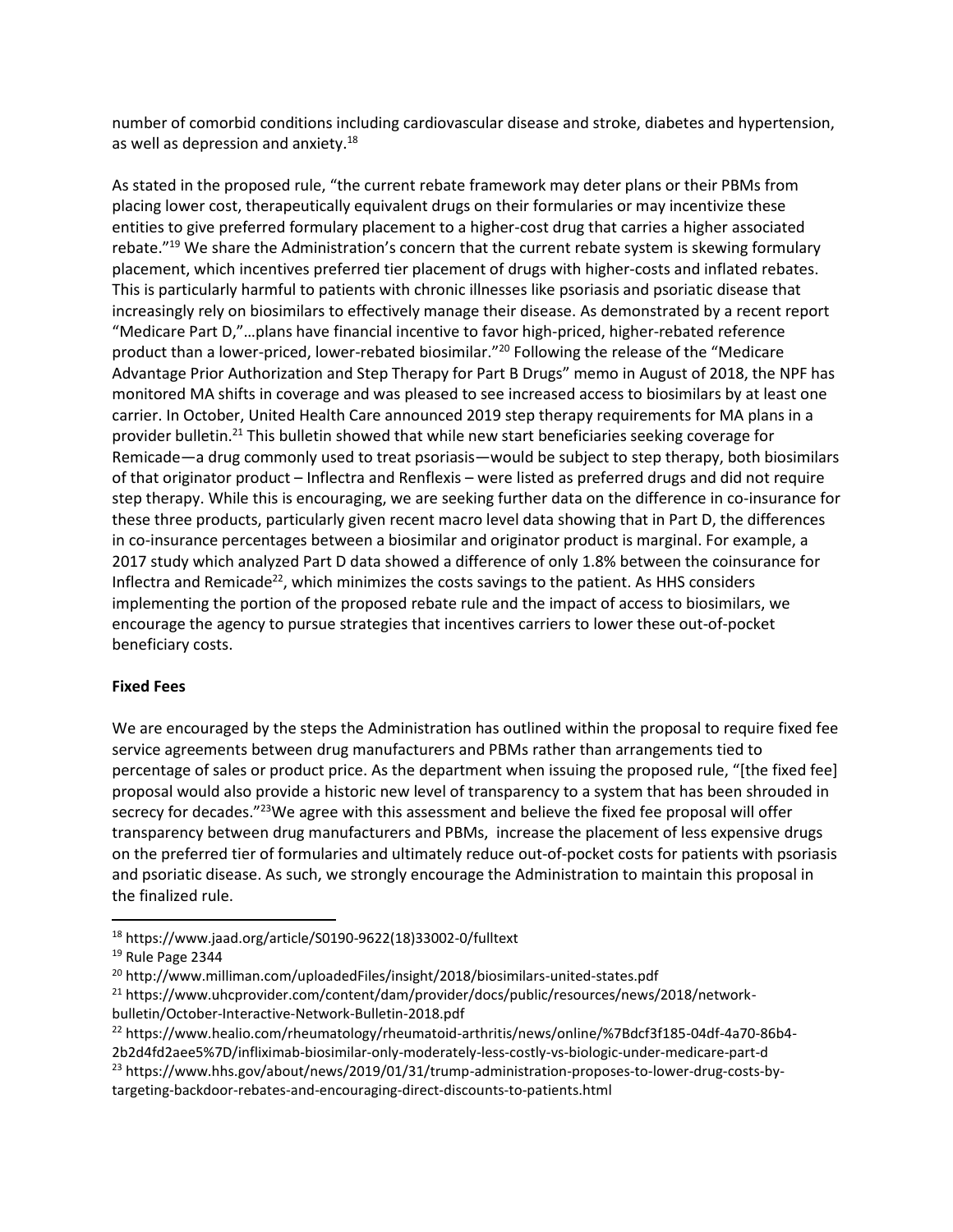number of comorbid conditions including cardiovascular disease and stroke, diabetes and hypertension, as well as depression and anxiety.[18]

As stated in the proposed rule, "the current rebate framework may deter plans or their PBMs from placing lower cost, therapeutically equivalent drugs on their formularies or may incentivize these entities to give preferred formulary placement to a higher-cost drug that carries a higher associated rebate."[19] We share the Administration's concern that the current rebate system is skewing formulary placement, which incentives preferred tier placement of drugs with higher-costs and inflated rebates. This is particularly harmful to patients with chronic illnesses like psoriasis and psoriatic disease that increasingly rely on biosimilars to effectively manage their disease. As demonstrated by a recent report "Medicare Part D,"…plans have financial incentive to favor high-priced, higher-rebated reference product than a lower-priced, lower-rebated biosimilar."[20] Following the release of the "Medicare Advantage Prior Authorization and Step Therapy for Part B Drugs" memo in August of 2018, the NPF has monitored MA shifts in coverage and was pleased to see increased access to biosimilars by at least one carrier. In October, United Health Care announced 2019 step therapy requirements for MA plans in a provider bulletin.[21] This bulletin showed that while new start beneficiaries seeking coverage for Remicade—a drug commonly used to treat psoriasis—would be subject to step therapy, both biosimilars of that originator product – Inflectra and Renflexis – were listed as preferred drugs and did not require step therapy. While this is encouraging, we are seeking further data on the difference in co-insurance for these three products, particularly given recent macro level data showing that in Part D, the differences in co-insurance percentages between a biosimilar and originator product is marginal. For example, a 2017 study which analyzed Part D data showed a difference of only 1.8% between the coinsurance for Inflectra and Remicade[22], which minimizes the costs savings to the patient. As HHS considers implementing the portion of the proposed rebate rule and the impact of access to biosimilars, we encourage the agency to pursue strategies that incentives carriers to lower these out-of-pocket beneficiary costs.

**Fixed Fees**

We are encouraged by the steps the Administration has outlined within the proposal to require fixed fee service agreements between drug manufacturers and PBMs rather than arrangements tied to percentage of sales or product price. As the department when issuing the proposed rule, "[the fixed fee] proposal would also provide a historic new level of transparency to a system that has been shrouded in secrecy for decades."[23]We agree with this assessment and believe the fixed fee proposal will offer transparency between drug manufacturers and PBMs, increase the placement of less expensive drugs on the preferred tier of formularies and ultimately reduce out-of-pocket costs for patients with psoriasis and psoriatic disease. As such, we strongly encourage the Administration to maintain this proposal in the finalized rule.

---

[18] https://www.jaad.org/article/S0190-9622(18)33002-0/fulltext

[19] Rule Page 2344

[20] http://www.milliman.com/uploadedFiles/insight/2018/biosimilars-united-states.pdf

[21] https://www.uhcprovider.com/content/dam/provider/docs/public/resources/news/2018/network-bulletin/October-Interactive-Network-Bulletin-2018.pdf

[22] https://www.healio.com/rheumatology/rheumatoid-arthritis/news/online/%7Bdcf3f185-04df-4a70-86b4-2b2d4fd2aee5%7D/infliximab-biosimilar-only-moderately-less-costly-vs-biologic-under-medicare-part-d

[23] https://www.hhs.gov/about/news/2019/01/31/trump-administration-proposes-to-lower-drug-costs-by-targeting-backdoor-rebates-and-encouraging-direct-discounts-to-patients.html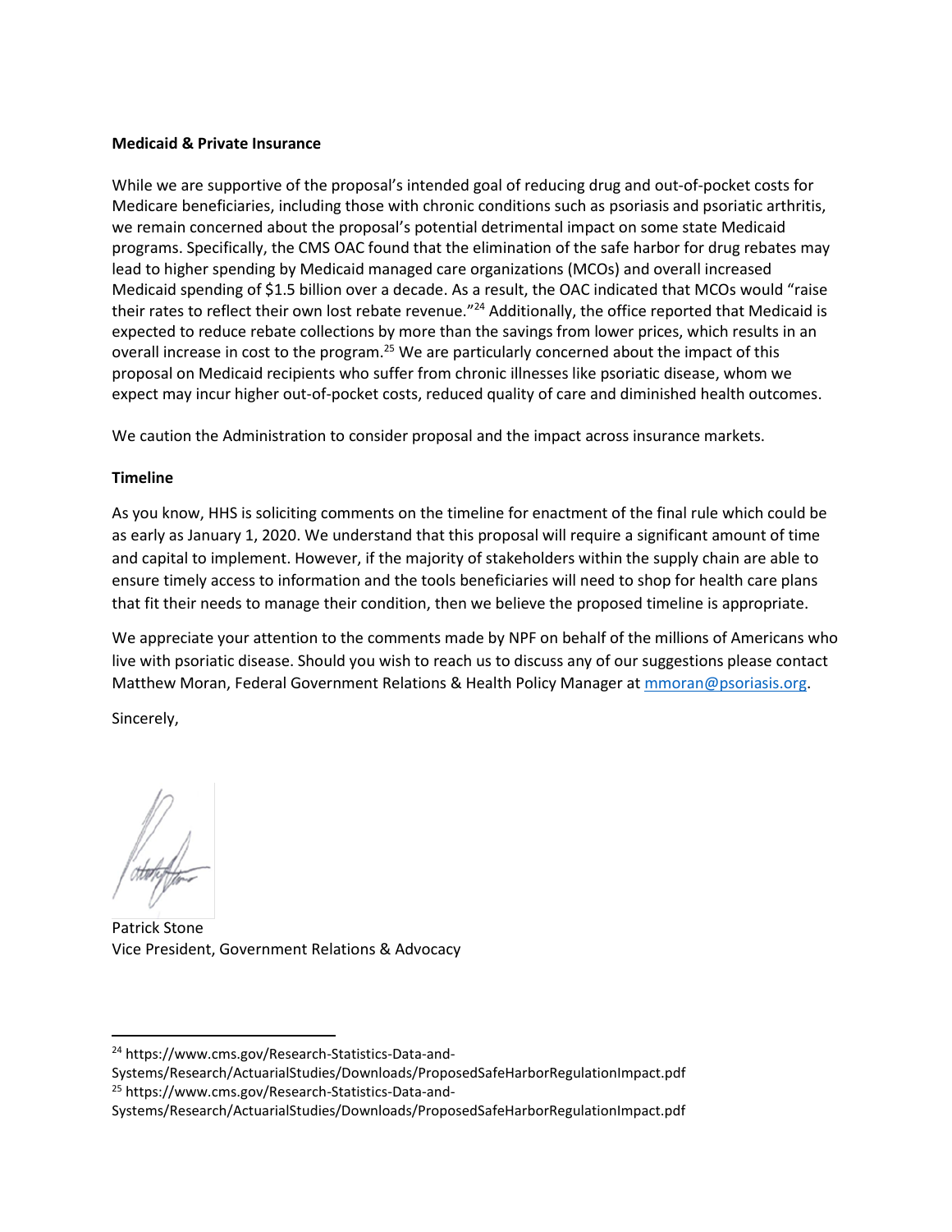**Medicaid & Private Insurance**

While we are supportive of the proposal's intended goal of reducing drug and out-of-pocket costs for Medicare beneficiaries, including those with chronic conditions such as psoriasis and psoriatic arthritis, we remain concerned about the proposal's potential detrimental impact on some state Medicaid programs. Specifically, the CMS OAC found that the elimination of the safe harbor for drug rebates may lead to higher spending by Medicaid managed care organizations (MCOs) and overall increased Medicaid spending of $1.5 billion over a decade. As a result, the OAC indicated that MCOs would "raise their rates to reflect their own lost rebate revenue."[24] Additionally, the office reported that Medicaid is expected to reduce rebate collections by more than the savings from lower prices, which results in an overall increase in cost to the program.[25] We are particularly concerned about the impact of this proposal on Medicaid recipients who suffer from chronic illnesses like psoriatic disease, whom we expect may incur higher out-of-pocket costs, reduced quality of care and diminished health outcomes.

We caution the Administration to consider proposal and the impact across insurance markets.

**Timeline**

As you know, HHS is soliciting comments on the timeline for enactment of the final rule which could be as early as January 1, 2020. We understand that this proposal will require a significant amount of time and capital to implement. However, if the majority of stakeholders within the supply chain are able to ensure timely access to information and the tools beneficiaries will need to shop for health care plans that fit their needs to manage their condition, then we believe the proposed timeline is appropriate.

We appreciate your attention to the comments made by NPF on behalf of the millions of Americans who live with psoriatic disease. Should you wish to reach us to discuss any of our suggestions please contact Matthew Moran, Federal Government Relations & Health Policy Manager at mmoran@psoriasis.org.

Sincerely,

Patrick Stone
Vice President, Government Relations & Advocacy

---

[24] https://www.cms.gov/Research-Statistics-Data-and-Systems/Research/ActuarialStudies/Downloads/ProposedSafeHarborRegulationImpact.pdf

[25] https://www.cms.gov/Research-Statistics-Data-and-Systems/Research/ActuarialStudies/Downloads/ProposedSafeHarborRegulationImpact.pdf